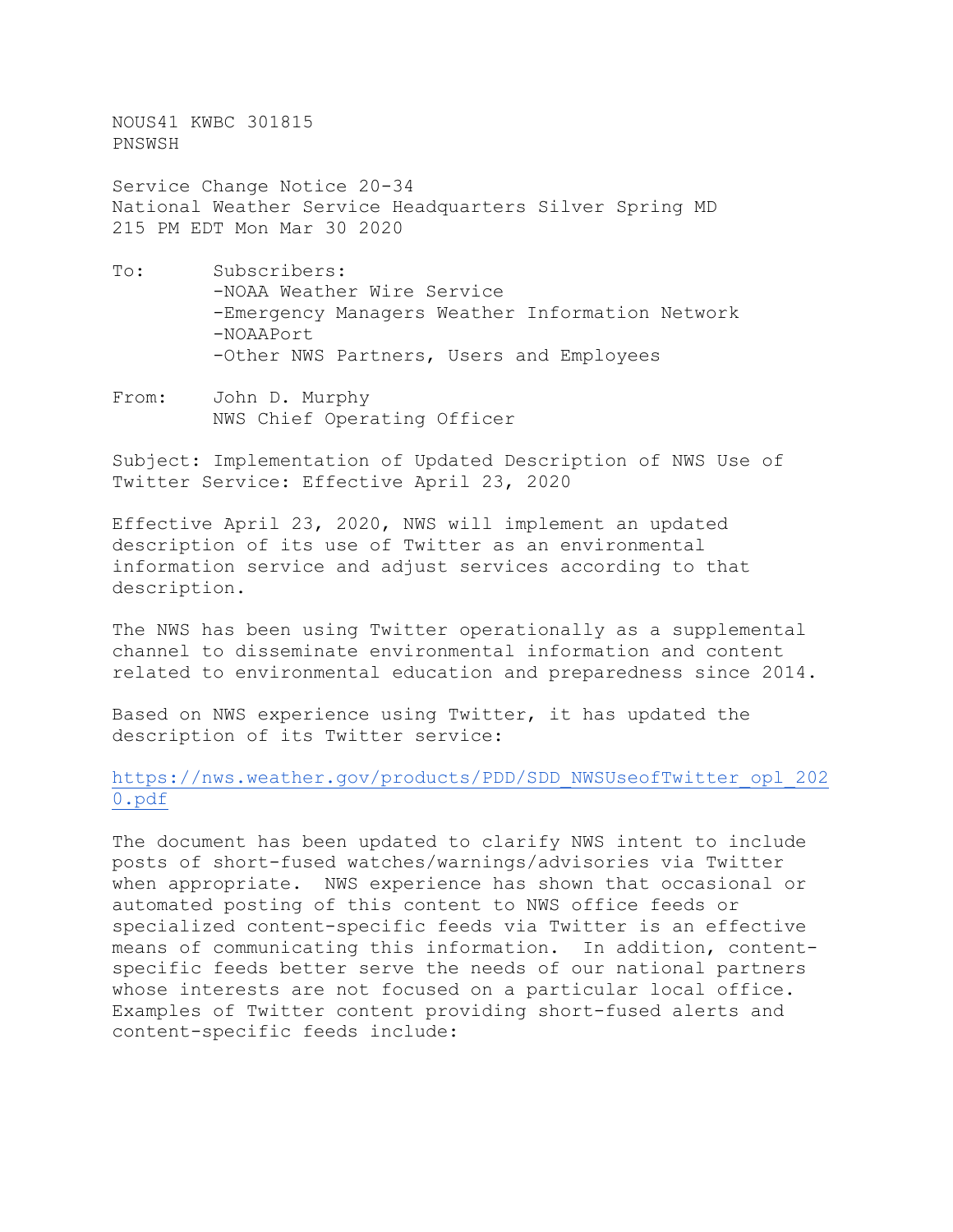NOUS41 KWBC 301815
PNSWSH

Service Change Notice 20-34
National Weather Service Headquarters Silver Spring MD
215 PM EDT Mon Mar 30 2020

To: Subscribers:
-NOAA Weather Wire Service
-Emergency Managers Weather Information Network
-NOAAPort
-Other NWS Partners, Users and Employees

From: John D. Murphy
NWS Chief Operating Officer

Subject: Implementation of Updated Description of NWS Use of Twitter Service: Effective April 23, 2020

Effective April 23, 2020, NWS will implement an updated description of its use of Twitter as an environmental information service and adjust services according to that description.

The NWS has been using Twitter operationally as a supplemental channel to disseminate environmental information and content related to environmental education and preparedness since 2014.

Based on NWS experience using Twitter, it has updated the description of its Twitter service:

https://nws.weather.gov/products/PDD/SDD_NWSUseofTwitter_opl_2020.pdf

The document has been updated to clarify NWS intent to include posts of short-fused watches/warnings/advisories via Twitter when appropriate. NWS experience has shown that occasional or automated posting of this content to NWS office feeds or specialized content-specific feeds via Twitter is an effective means of communicating this information. In addition, content-specific feeds better serve the needs of our national partners whose interests are not focused on a particular local office. Examples of Twitter content providing short-fused alerts and content-specific feeds include: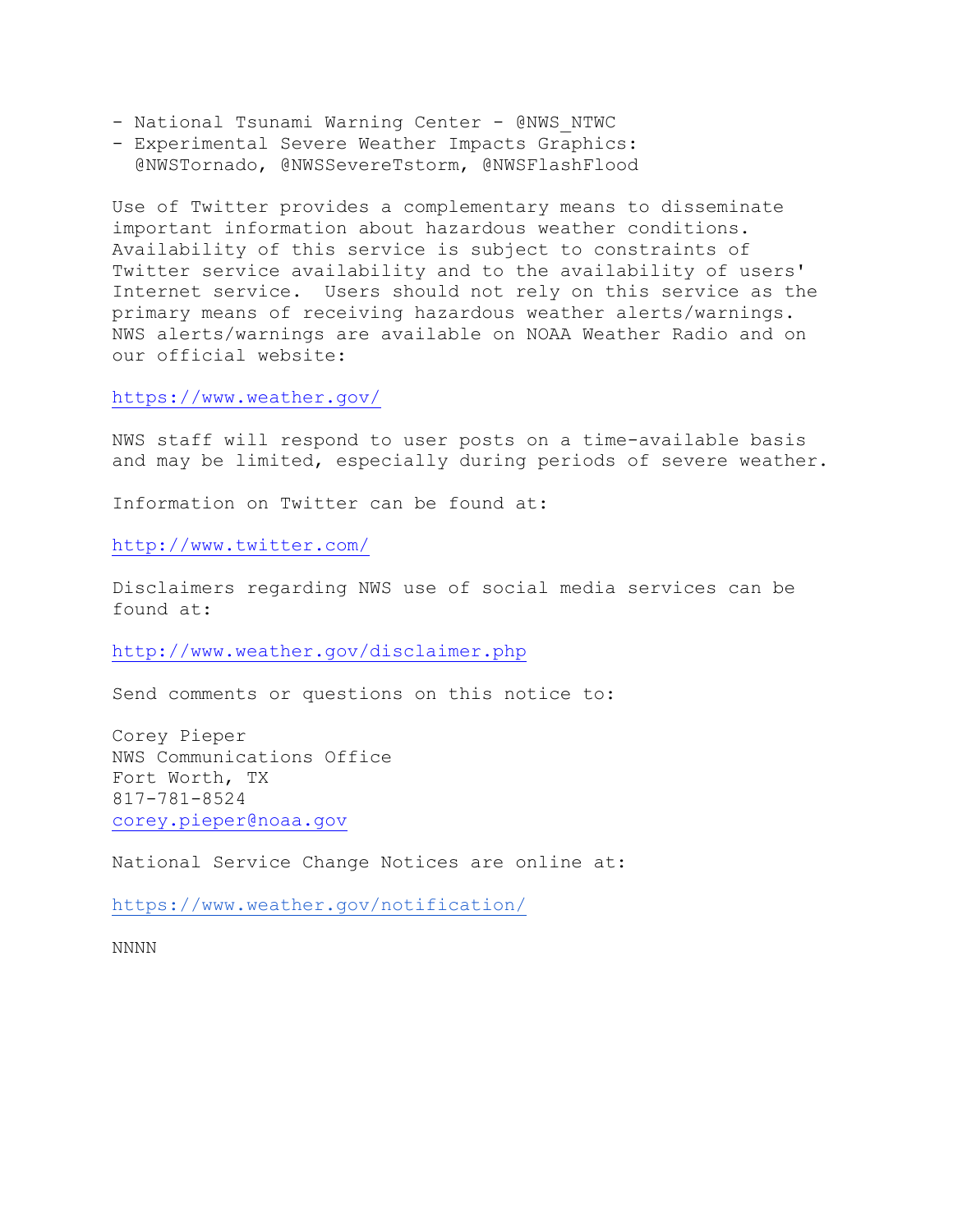- National Tsunami Warning Center - @NWS_NTWC
- Experimental Severe Weather Impacts Graphics: @NWSTornado, @NWSSevereTstorm, @NWSFlashFlood

Use of Twitter provides a complementary means to disseminate important information about hazardous weather conditions. Availability of this service is subject to constraints of Twitter service availability and to the availability of users' Internet service. Users should not rely on this service as the primary means of receiving hazardous weather alerts/warnings. NWS alerts/warnings are available on NOAA Weather Radio and on our official website:

https://www.weather.gov/

NWS staff will respond to user posts on a time-available basis and may be limited, especially during periods of severe weather.

Information on Twitter can be found at:

http://www.twitter.com/

Disclaimers regarding NWS use of social media services can be found at:

http://www.weather.gov/disclaimer.php

Send comments or questions on this notice to:

Corey Pieper  
NWS Communications Office  
Fort Worth, TX  
817-781-8524  
corey.pieper@noaa.gov

National Service Change Notices are online at:

https://www.weather.gov/notification/

NNNN